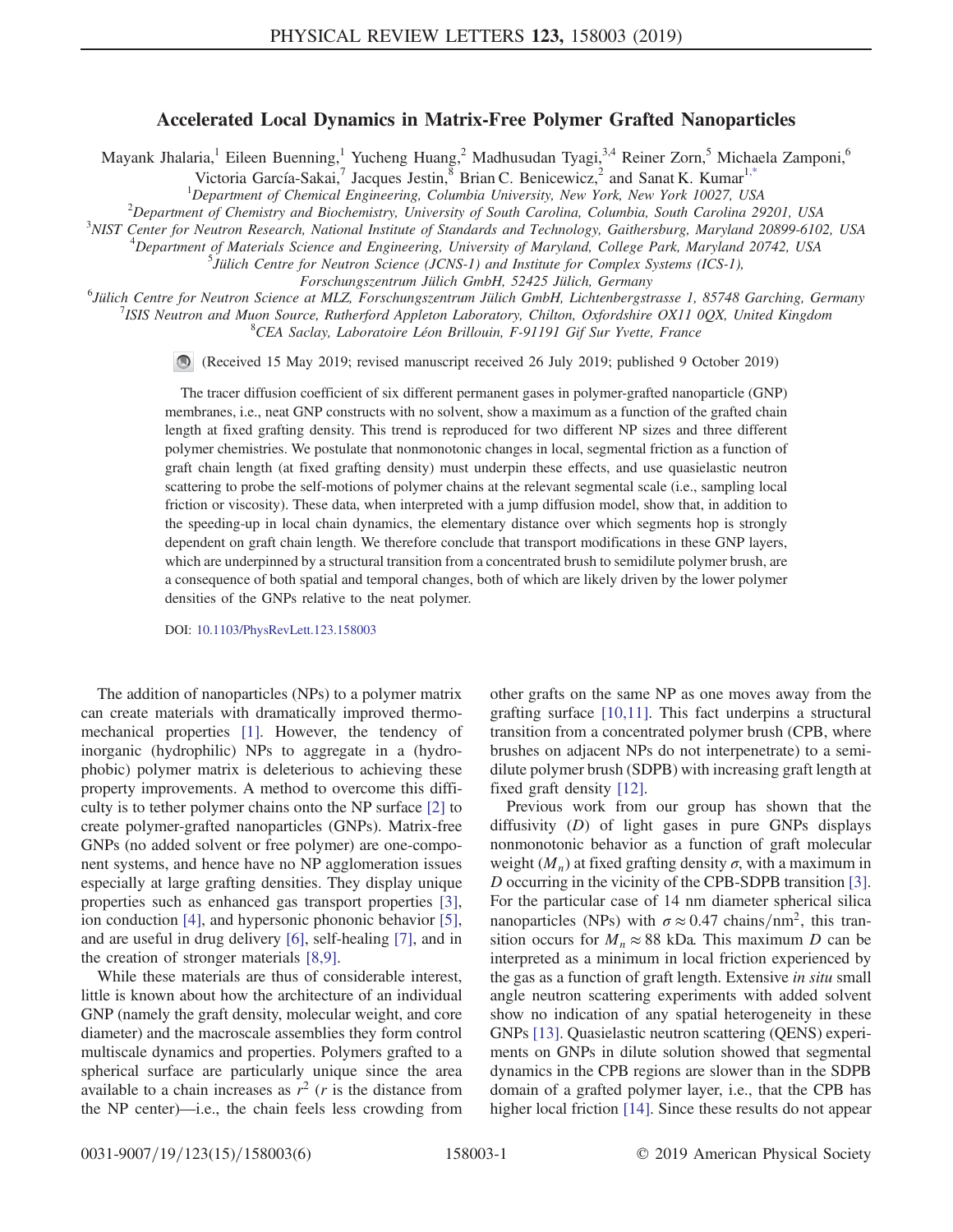# Accelerated Local Dynamics in Matrix-Free Polymer Grafted Nanoparticles

Mayank Jhalaria,[1] Eileen Buenning,[1] Yucheng Huang,[2] Madhusudan Tyagi,[3,4] Reiner Zorn,[5] Michaela Zamponi,[6] Victoria García-Sakai,[7] Jacques Jestin,[8] Brian C. Benicewicz,[2] and Sanat K. Kumar[1,*]

[1]Department of Chemical Engineering, Columbia University, New York, New York 10027, USA
[2]Department of Chemistry and Biochemistry, University of South Carolina, Columbia, South Carolina 29201, USA
[3]NIST Center for Neutron Research, National Institute of Standards and Technology, Gaithersburg, Maryland 20899-6102, USA
[4]Department of Materials Science and Engineering, University of Maryland, College Park, Maryland 20742, USA
[5]Jülich Centre for Neutron Science (JCNS-1) and Institute for Complex Systems (ICS-1), Forschungszentrum Jülich GmbH, 52425 Jülich, Germany
[6]Jülich Centre for Neutron Science at MLZ, Forschungszentrum Jülich GmbH, Lichtenbergstrasse 1, 85748 Garching, Germany
[7]ISIS Neutron and Muon Source, Rutherford Appleton Laboratory, Chilton, Oxfordshire OX11 0QX, United Kingdom
[8]CEA Saclay, Laboratoire Léon Brillouin, F-91191 Gif Sur Yvette, France

(Received 15 May 2019; revised manuscript received 26 July 2019; published 9 October 2019)

The tracer diffusion coefficient of six different permanent gases in polymer-grafted nanoparticle (GNP) membranes, i.e., neat GNP constructs with no solvent, show a maximum as a function of the grafted chain length at fixed grafting density. This trend is reproduced for two different NP sizes and three different polymer chemistries. We postulate that nonmonotonic changes in local, segmental friction as a function of graft chain length (at fixed grafting density) must underpin these effects, and use quasielastic neutron scattering to probe the self-motions of polymer chains at the relevant segmental scale (i.e., sampling local friction or viscosity). These data, when interpreted with a jump diffusion model, show that, in addition to the speeding-up in local chain dynamics, the elementary distance over which segments hop is strongly dependent on graft chain length. We therefore conclude that transport modifications in these GNP layers, which are underpinned by a structural transition from a concentrated brush to semidilute polymer brush, are a consequence of both spatial and temporal changes, both of which are likely driven by the lower polymer densities of the GNPs relative to the neat polymer.

DOI: 10.1103/PhysRevLett.123.158003

The addition of nanoparticles (NPs) to a polymer matrix can create materials with dramatically improved thermomechanical properties [1]. However, the tendency of inorganic (hydrophilic) NPs to aggregate in a (hydrophobic) polymer matrix is deleterious to achieving these property improvements. A method to overcome this difficulty is to tether polymer chains onto the NP surface [2] to create polymer-grafted nanoparticles (GNPs). Matrix-free GNPs (no added solvent or free polymer) are one-component systems, and hence have no NP agglomeration issues especially at large grafting densities. They display unique properties such as enhanced gas transport properties [3], ion conduction [4], and hypersonic phononic behavior [5], and are useful in drug delivery [6], self-healing [7], and in the creation of stronger materials [8,9].

While these materials are thus of considerable interest, little is known about how the architecture of an individual GNP (namely the graft density, molecular weight, and core diameter) and the macroscale assemblies they form control multiscale dynamics and properties. Polymers grafted to a spherical surface are particularly unique since the area available to a chain increases as $r^2$ ($r$ is the distance from the NP center)—i.e., the chain feels less crowding from other grafts on the same NP as one moves away from the grafting surface [10,11]. This fact underpins a structural transition from a concentrated polymer brush (CPB, where brushes on adjacent NPs do not interpenetrate) to a semidilute polymer brush (SDPB) with increasing graft length at fixed graft density [12].

Previous work from our group has shown that the diffusivity ($D$) of light gases in pure GNPs displays nonmonotonic behavior as a function of graft molecular weight ($M_n$) at fixed grafting density $\sigma$, with a maximum in $D$ occurring in the vicinity of the CPB-SDPB transition [3]. For the particular case of 14 nm diameter spherical silica nanoparticles (NPs) with $\sigma \approx 0.47$ chains/nm$^2$, this transition occurs for $M_n \approx 88$ kDa. This maximum $D$ can be interpreted as a minimum in local friction experienced by the gas as a function of graft length. Extensive *in situ* small angle neutron scattering experiments with added solvent show no indication of any spatial heterogeneity in these GNPs [13]. Quasielastic neutron scattering (QENS) experiments on GNPs in dilute solution showed that segmental dynamics in the CPB regions are slower than in the SDPB domain of a grafted polymer layer, i.e., that the CPB has higher local friction [14]. Since these results do not appear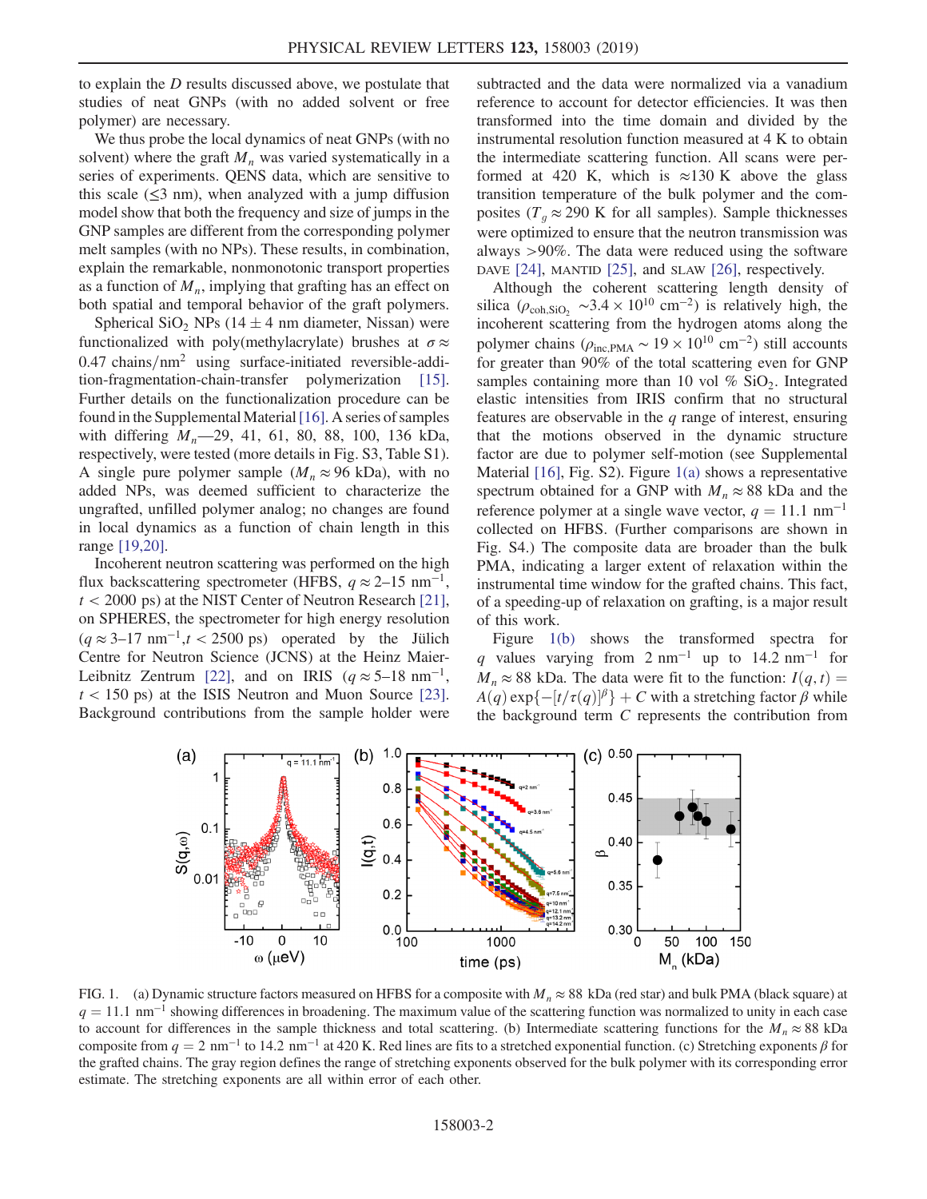to explain the $D$ results discussed above, we postulate that studies of neat GNPs (with no added solvent or free polymer) are necessary.

We thus probe the local dynamics of neat GNPs (with no solvent) where the graft $M_n$ was varied systematically in a series of experiments. QENS data, which are sensitive to this scale ($\lesssim 3$ nm), when analyzed with a jump diffusion model show that both the frequency and size of jumps in the GNP samples are different from the corresponding polymer melt samples (with no NPs). These results, in combination, explain the remarkable, nonmonotonic transport properties as a function of $M_n$, implying that grafting has an effect on both spatial and temporal behavior of the graft polymers.

Spherical $SiO_2$ NPs ($14 \pm 4$ nm diameter, Nissan) were functionalized with poly(methylacrylate) brushes at $\sigma \approx 0.47$ chains/nm$^2$ using surface-initiated reversible-addition-fragmentation-chain-transfer polymerization [15]. Further details on the functionalization procedure can be found in the Supplemental Material [16]. A series of samples with differing $M_n$—29, 41, 61, 80, 88, 100, 136 kDa, respectively, were tested (more details in Fig. S3, Table S1). A single pure polymer sample ($M_n \approx 96$ kDa), with no added NPs, was deemed sufficient to characterize the ungrafted, unfilled polymer analog; no changes are found in local dynamics as a function of chain length in this range [19,20].

Incoherent neutron scattering was performed on the high flux backscattering spectrometer (HFBS, $q \approx 2$–$15$ nm$^{-1}$, $t < 2000$ ps) at the NIST Center of Neutron Research [21], on SPHERES, the spectrometer for high energy resolution ($q \approx 3$–$17$ nm$^{-1}$, $t < 2500$ ps) operated by the Jülich Centre for Neutron Science (JCNS) at the Heinz Maier-Leibnitz Zentrum [22], and on IRIS ($q \approx 5$–$18$ nm$^{-1}$, $t < 150$ ps) at the ISIS Neutron and Muon Source [23]. Background contributions from the sample holder were subtracted and the data were normalized via a vanadium reference to account for detector efficiencies. It was then transformed into the time domain and divided by the instrumental resolution function measured at 4 K to obtain the intermediate scattering function. All scans were performed at 420 K, which is $\approx 130$ K above the glass transition temperature of the bulk polymer and the composites ($T_g \approx 290$ K for all samples). Sample thicknesses were optimized to ensure that the neutron transmission was always >90%. The data were reduced using the software DAVE [24], MANTID [25], and SLAW [26], respectively.

Although the coherent scattering length density of silica ($\rho_{\mathrm{coh,SiO_2}} \sim 3.4 \times 10^{10}$ cm$^{-2}$) is relatively high, the incoherent scattering from the hydrogen atoms along the polymer chains ($\rho_{\mathrm{inc,PMA}} \sim 19 \times 10^{10}$ cm$^{-2}$) still accounts for greater than 90% of the total scattering even for GNP samples containing more than 10 vol % $SiO_2$. Integrated elastic intensities from IRIS confirm that no structural features are observable in the $q$ range of interest, ensuring that the motions observed in the dynamic structure factor are due to polymer self-motion (see Supplemental Material [16], Fig. S2). Figure 1(a) shows a representative spectrum obtained for a GNP with $M_n \approx 88$ kDa and the reference polymer at a single wave vector, $q = 11.1$ nm$^{-1}$ collected on HFBS. (Further comparisons are shown in Fig. S4.) The composite data are broader than the bulk PMA, indicating a larger extent of relaxation within the instrumental time window for the grafted chains. This fact, of a speeding-up of relaxation on grafting, is a major result of this work.

Figure 1(b) shows the transformed spectra for $q$ values varying from 2 nm$^{-1}$ up to 14.2 nm$^{-1}$ for $M_n \approx 88$ kDa. The data were fit to the function: $I(q,t) = A(q)\exp\{-[t/\tau(q)]^{\beta}\} + C$ with a stretching factor $\beta$ while the background term $C$ represents the contribution from

FIG. 1. (a) Dynamic structure factors measured on HFBS for a composite with $M_n \approx 88$ kDa (red star) and bulk PMA (black square) at $q = 11.1$ nm$^{-1}$ showing differences in broadening. The maximum value of the scattering function was normalized to unity in each case to account for differences in the sample thickness and total scattering. (b) Intermediate scattering functions for the $M_n \approx 88$ kDa composite from $q = 2$ nm$^{-1}$ to 14.2 nm$^{-1}$ at 420 K. Red lines are fits to a stretched exponential function. (c) Stretching exponents $\beta$ for the grafted chains. The gray region defines the range of stretching exponents observed for the bulk polymer with its corresponding error estimate. The stretching exponents are all within error of each other.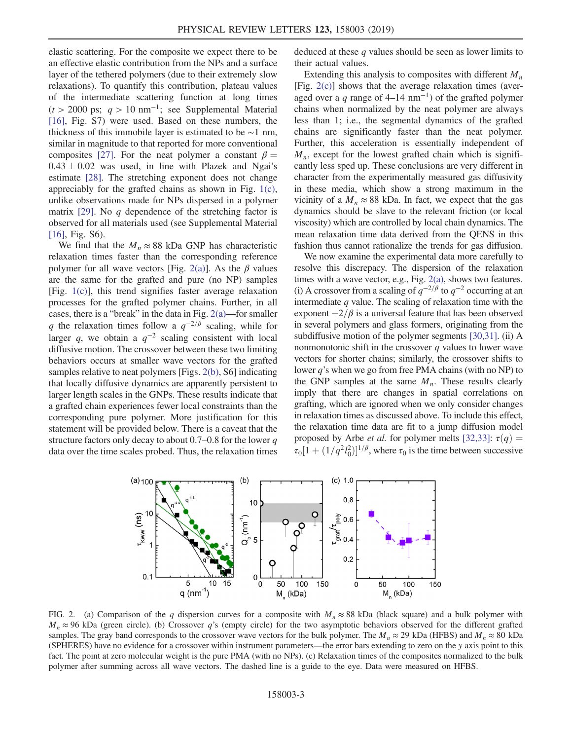elastic scattering. For the composite we expect there to be an effective elastic contribution from the NPs and a surface layer of the tethered polymers (due to their extremely slow relaxations). To quantify this contribution, plateau values of the intermediate scattering function at long times ($t > 2000$ ps; $q > 10$ nm$^{-1}$; see Supplemental Material [16], Fig. S7) were used. Based on these numbers, the thickness of this immobile layer is estimated to be ~1 nm, similar in magnitude to that reported for more conventional composites [27]. For the neat polymer a constant $\beta = 0.43 \pm 0.02$ was used, in line with Plazek and Ngai's estimate [28]. The stretching exponent does not change appreciably for the grafted chains as shown in Fig. 1(c), unlike observations made for NPs dispersed in a polymer matrix [29]. No $q$ dependence of the stretching factor is observed for all materials used (see Supplemental Material [16], Fig. S6).

We find that the $M_n \approx 88$ kDa GNP has characteristic relaxation times faster than the corresponding reference polymer for all wave vectors [Fig. 2(a)]. As the $\beta$ values are the same for the grafted and pure (no NP) samples [Fig. 1(c)], this trend signifies faster average relaxation processes for the grafted polymer chains. Further, in all cases, there is a "break" in the data in Fig. 2(a)—for smaller $q$ the relaxation times follow a $q^{-2/\beta}$ scaling, while for larger $q$, we obtain a $q^{-2}$ scaling consistent with local diffusive motion. The crossover between these two limiting behaviors occurs at smaller wave vectors for the grafted samples relative to neat polymers [Figs. 2(b), S6] indicating that locally diffusive dynamics are apparently persistent to larger length scales in the GNPs. These results indicate that a grafted chain experiences fewer local constraints than the corresponding pure polymer. More justification for this statement will be provided below. There is a caveat that the structure factors only decay to about 0.7–0.8 for the lower $q$ data over the time scales probed. Thus, the relaxation times deduced at these $q$ values should be seen as lower limits to their actual values.

Extending this analysis to composites with different $M_n$ [Fig. 2(c)] shows that the average relaxation times (averaged over a $q$ range of 4–14 nm$^{-1}$) of the grafted polymer chains when normalized by the neat polymer are always less than 1; i.e., the segmental dynamics of the grafted chains are significantly faster than the neat polymer. Further, this acceleration is essentially independent of $M_n$, except for the lowest grafted chain which is significantly less sped up. These conclusions are very different in character from the experimentally measured gas diffusivity in these media, which show a strong maximum in the vicinity of a $M_n \approx 88$ kDa. In fact, we expect that the gas dynamics should be slave to the relevant friction (or local viscosity) which are controlled by local chain dynamics. The mean relaxation time data derived from the QENS in this fashion thus cannot rationalize the trends for gas diffusion.

We now examine the experimental data more carefully to resolve this discrepancy. The dispersion of the relaxation times with a wave vector, e.g., Fig. 2(a), shows two features. (i) A crossover from a scaling of $q^{-2/\beta}$ to $q^{-2}$ occurring at an intermediate $q$ value. The scaling of relaxation time with the exponent $-2/\beta$ is a universal feature that has been observed in several polymers and glass formers, originating from the subdiffusive motion of the polymer segments [30,31]. (ii) A nonmonotonic shift in the crossover $q$ values to lower wave vectors for shorter chains; similarly, the crossover shifts to lower $q$'s when we go from free PMA chains (with no NP) to the GNP samples at the same $M_n$. These results clearly imply that there are changes in spatial correlations on grafting, which are ignored when we only consider changes in relaxation times as discussed above. To include this effect, the relaxation time data are fit to a jump diffusion model proposed by Arbe *et al.* for polymer melts [32,33]: $\tau(q) = \tau_0[1 + (1/q^2 l_0^2)]^{1/\beta}$, where $\tau_0$ is the time between successive

FIG. 2. (a) Comparison of the $q$ dispersion curves for a composite with $M_n \approx 88$ kDa (black square) and a bulk polymer with $M_n \approx 96$ kDa (green circle). (b) Crossover $q$'s (empty circle) for the two asymptotic behaviors observed for the different grafted samples. The gray band corresponds to the crossover wave vectors for the bulk polymer. The $M_n \approx 29$ kDa (HFBS) and $M_n \approx 80$ kDa (SPHERES) have no evidence for a crossover within instrument parameters—the error bars extending to zero on the $y$ axis point to this fact. The point at zero molecular weight is the pure PMA (with no NPs). (c) Relaxation times of the composites normalized to the bulk polymer after summing across all wave vectors. The dashed line is a guide to the eye. Data were measured on HFBS.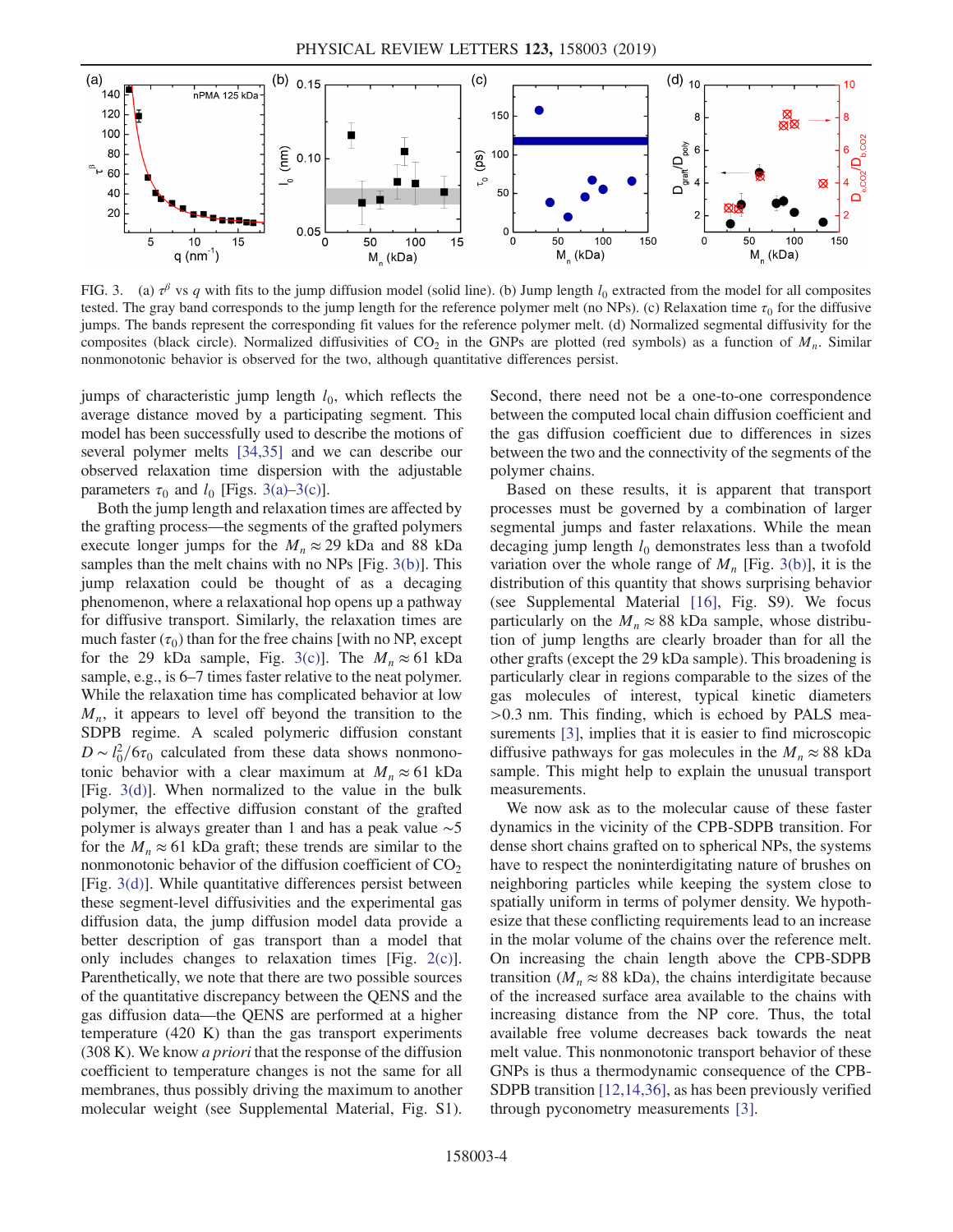FIG. 3. (a) $\tau^\beta$ vs $q$ with fits to the jump diffusion model (solid line). (b) Jump length $l_0$ extracted from the model for all composites tested. The gray band corresponds to the jump length for the reference polymer melt (no NPs). (c) Relaxation time $\tau_0$ for the diffusive jumps. The bands represent the corresponding fit values for the reference polymer melt. (d) Normalized segmental diffusivity for the composites (black circle). Normalized diffusivities of $CO_2$ in the GNPs are plotted (red symbols) as a function of $M_n$. Similar nonmonotonic behavior is observed for the two, although quantitative differences persist.

jumps of characteristic jump length $l_0$, which reflects the average distance moved by a participating segment. This model has been successfully used to describe the motions of several polymer melts [34,35] and we can describe our observed relaxation time dispersion with the adjustable parameters $\tau_0$ and $l_0$ [Figs. 3(a)–3(c)].

Both the jump length and relaxation times are affected by the grafting process—the segments of the grafted polymers execute longer jumps for the $M_n \approx 29$ kDa and 88 kDa samples than the melt chains with no NPs [Fig. 3(b)]. This jump relaxation could be thought of as a decaging phenomenon, where a relaxational hop opens up a pathway for diffusive transport. Similarly, the relaxation times are much faster ($\tau_0$) than for the free chains [with no NP, except for the 29 kDa sample, Fig. 3(c)]. The $M_n \approx 61$ kDa sample, e.g., is 6–7 times faster relative to the neat polymer. While the relaxation time has complicated behavior at low $M_n$, it appears to level off beyond the transition to the SDPB regime. A scaled polymeric diffusion constant $D \sim l_0^2/6\tau_0$ calculated from these data shows nonmonotonic behavior with a clear maximum at $M_n \approx 61$ kDa [Fig. 3(d)]. When normalized to the value in the bulk polymer, the effective diffusion constant of the grafted polymer is always greater than 1 and has a peak value $\sim$5 for the $M_n \approx 61$ kDa graft; these trends are similar to the nonmonotonic behavior of the diffusion coefficient of $CO_2$ [Fig. 3(d)]. While quantitative differences persist between these segment-level diffusivities and the experimental gas diffusion data, the jump diffusion model data provide a better description of gas transport than a model that only includes changes to relaxation times [Fig. 2(c)]. Parenthetically, we note that there are two possible sources of the quantitative discrepancy between the QENS and the gas diffusion data—the QENS are performed at a higher temperature (420 K) than the gas transport experiments (308 K). We know *a priori* that the response of the diffusion coefficient to temperature changes is not the same for all membranes, thus possibly driving the maximum to another molecular weight (see Supplemental Material, Fig. S1). Second, there need not be a one-to-one correspondence between the computed local chain diffusion coefficient and the gas diffusion coefficient due to differences in sizes between the two and the connectivity of the segments of the polymer chains.

Based on these results, it is apparent that transport processes must be governed by a combination of larger segmental jumps and faster relaxations. While the mean decaging jump length $l_0$ demonstrates less than a twofold variation over the whole range of $M_n$ [Fig. 3(b)], it is the distribution of this quantity that shows surprising behavior (see Supplemental Material [16], Fig. S9). We focus particularly on the $M_n \approx 88$ kDa sample, whose distribution of jump lengths are clearly broader than for all the other grafts (except the 29 kDa sample). This broadening is particularly clear in regions comparable to the sizes of the gas molecules of interest, typical kinetic diameters >0.3 nm. This finding, which is echoed by PALS measurements [3], implies that it is easier to find microscopic diffusive pathways for gas molecules in the $M_n \approx 88$ kDa sample. This might help to explain the unusual transport measurements.

We now ask as to the molecular cause of these faster dynamics in the vicinity of the CPB-SDPB transition. For dense short chains grafted on to spherical NPs, the systems have to respect the noninterdigitating nature of brushes on neighboring particles while keeping the system close to spatially uniform in terms of polymer density. We hypothesize that these conflicting requirements lead to an increase in the molar volume of the chains over the reference melt. On increasing the chain length above the CPB-SDPB transition ($M_n \approx 88$ kDa), the chains interdigitate because of the increased surface area available to the chains with increasing distance from the NP core. Thus, the total available free volume decreases back towards the neat melt value. This nonmonotonic transport behavior of these GNPs is thus a thermodynamic consequence of the CPB-SDPB transition [12,14,36], as has been previously verified through pycnometry measurements [3].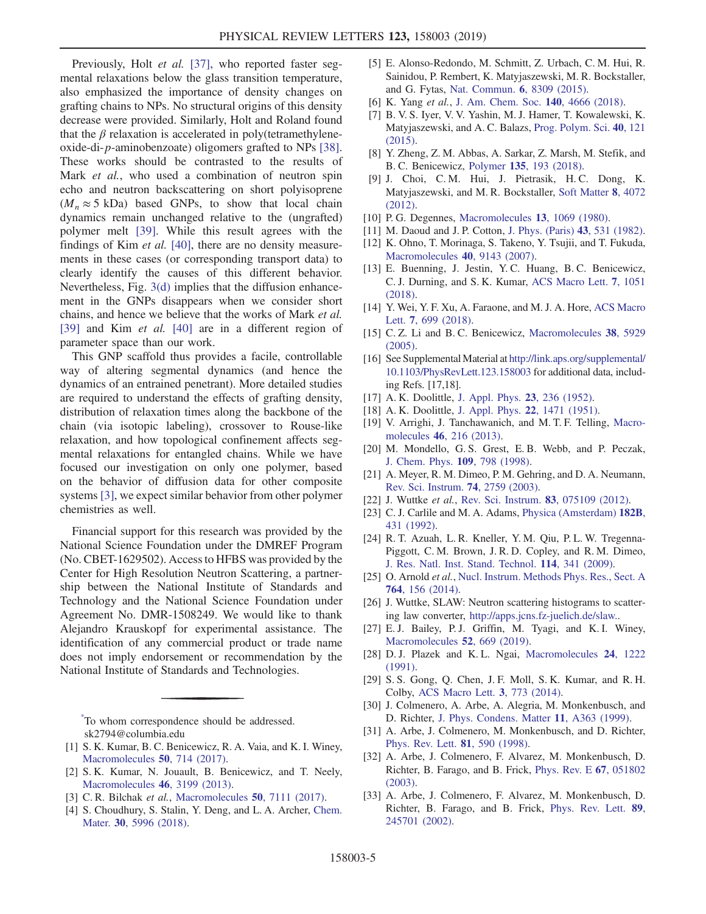Previously, Holt *et al.* [37], who reported faster segmental relaxations below the glass transition temperature, also emphasized the importance of density changes on grafting chains to NPs. No structural origins of this density decrease were provided. Similarly, Holt and Roland found that the $\beta$ relaxation is accelerated in poly(tetramethylene-oxide-di-*p*-aminobenzoate) oligomers grafted to NPs [38]. These works should be contrasted to the results of Mark *et al.*, who used a combination of neutron spin echo and neutron backscattering on short polyisoprene ($M_n \approx 5$ kDa) based GNPs, to show that local chain dynamics remain unchanged relative to the (ungrafted) polymer melt [39]. While this result agrees with the findings of Kim *et al.* [40], there are no density measurements in these cases (or corresponding transport data) to clearly identify the causes of this different behavior. Nevertheless, Fig. 3(d) implies that the diffusion enhancement in the GNPs disappears when we consider short chains, and hence we believe that the works of Mark *et al.* [39] and Kim *et al.* [40] are in a different region of parameter space than our work.

This GNP scaffold thus provides a facile, controllable way of altering segmental dynamics (and hence the dynamics of an entrained penetrant). More detailed studies are required to understand the effects of grafting density, distribution of relaxation times along the backbone of the chain (via isotopic labeling), crossover to Rouse-like relaxation, and how topological confinement affects segmental relaxations for entangled chains. While we have focused our investigation on only one polymer, based on the behavior of diffusion data for other composite systems [3], we expect similar behavior from other polymer chemistries as well.

Financial support for this research was provided by the National Science Foundation under the DMREF Program (No. CBET-1629502). Access to HFBS was provided by the Center for High Resolution Neutron Scattering, a partnership between the National Institute of Standards and Technology and the National Science Foundation under Agreement No. DMR-1508249. We would like to thank Alejandro Krauskopf for experimental assistance. The identification of any commercial product or trade name does not imply endorsement or recommendation by the National Institute of Standards and Technologies.

---

[*] To whom correspondence should be addressed. sk2794@columbia.edu

[1] S. K. Kumar, B. C. Benicewicz, R. A. Vaia, and K. I. Winey, Macromolecules **50**, 714 (2017).

[2] S. K. Kumar, N. Jouault, B. Benicewicz, and T. Neely, Macromolecules **46**, 3199 (2013).

[3] C. R. Bilchak *et al.*, Macromolecules **50**, 7111 (2017).

[4] S. Choudhury, S. Stalin, Y. Deng, and L. A. Archer, Chem. Mater. **30**, 5996 (2018).

[5] E. Alonso-Redondo, M. Schmitt, Z. Urbach, C. M. Hui, R. Sainidou, P. Rembert, K. Matyjaszewski, M. R. Bockstaller, and G. Fytas, Nat. Commun. **6**, 8309 (2015).

[6] K. Yang *et al.*, J. Am. Chem. Soc. **140**, 4666 (2018).

[7] B. V. S. Iyer, V. V. Yashin, M. J. Hamer, T. Kowalewski, K. Matyjaszewski, and A. C. Balazs, Prog. Polym. Sci. **40**, 121 (2015).

[8] Y. Zheng, Z. M. Abbas, A. Sarkar, Z. Marsh, M. Stefik, and B. C. Benicewicz, Polymer **135**, 193 (2018).

[9] J. Choi, C. M. Hui, J. Pietrasik, H. C. Dong, K. Matyjaszewski, and M. R. Bockstaller, Soft Matter **8**, 4072 (2012).

[10] P. G. Degennes, Macromolecules **13**, 1069 (1980).

[11] M. Daoud and J. P. Cotton, J. Phys. (Paris) **43**, 531 (1982).

[12] K. Ohno, T. Morinaga, S. Takeno, Y. Tsujii, and T. Fukuda, Macromolecules **40**, 9143 (2007).

[13] E. Buenning, J. Jestin, Y. C. Huang, B. C. Benicewicz, C. J. Durning, and S. K. Kumar, ACS Macro Lett. **7**, 1051 (2018).

[14] Y. Wei, Y. F. Xu, A. Faraone, and M. J. A. Hore, ACS Macro Lett. **7**, 699 (2018).

[15] C. Z. Li and B. C. Benicewicz, Macromolecules **38**, 5929 (2005).

[16] See Supplemental Material at http://link.aps.org/supplemental/10.1103/PhysRevLett.123.158003 for additional data, including Refs. [17,18].

[17] A. K. Doolittle, J. Appl. Phys. **23**, 236 (1952).

[18] A. K. Doolittle, J. Appl. Phys. **22**, 1471 (1951).

[19] V. Arrighi, J. Tanchawanich, and M. T. F. Telling, Macromolecules **46**, 216 (2013).

[20] M. Mondello, G. S. Grest, E. B. Webb, and P. Peczak, J. Chem. Phys. **109**, 798 (1998).

[21] A. Meyer, R. M. Dimeo, P. M. Gehring, and D. A. Neumann, Rev. Sci. Instrum. **74**, 2759 (2003).

[22] J. Wuttke *et al.*, Rev. Sci. Instrum. **83**, 075109 (2012).

[23] C. J. Carlile and M. A. Adams, Physica (Amsterdam) **182B**, 431 (1992).

[24] R. T. Azuah, L. R. Kneller, Y. M. Qiu, P. L. W. Tregenna-Piggott, C. M. Brown, J. R. D. Copley, and R. M. Dimeo, J. Res. Natl. Inst. Stand. Technol. **114**, 341 (2009).

[25] O. Arnold *et al.*, Nucl. Instrum. Methods Phys. Res., Sect. A **764**, 156 (2014).

[26] J. Wuttke, SLAW: Neutron scattering histograms to scattering law converter, http://apps.jcns.fz-juelich.de/slaw..

[27] E. J. Bailey, P. J. Griffin, M. Tyagi, and K. I. Winey, Macromolecules **52**, 669 (2019).

[28] D. J. Plazek and K. L. Ngai, Macromolecules **24**, 1222 (1991).

[29] S. S. Gong, Q. Chen, J. F. Moll, S. K. Kumar, and R. H. Colby, ACS Macro Lett. **3**, 773 (2014).

[30] J. Colmenero, A. Arbe, A. Alegria, M. Monkenbusch, and D. Richter, J. Phys. Condens. Matter **11**, A363 (1999).

[31] A. Arbe, J. Colmenero, M. Monkenbusch, and D. Richter, Phys. Rev. Lett. **81**, 590 (1998).

[32] A. Arbe, J. Colmenero, F. Alvarez, M. Monkenbusch, D. Richter, B. Farago, and B. Frick, Phys. Rev. E **67**, 051802 (2003).

[33] A. Arbe, J. Colmenero, F. Alvarez, M. Monkenbusch, D. Richter, B. Farago, and B. Frick, Phys. Rev. Lett. **89**, 245701 (2002).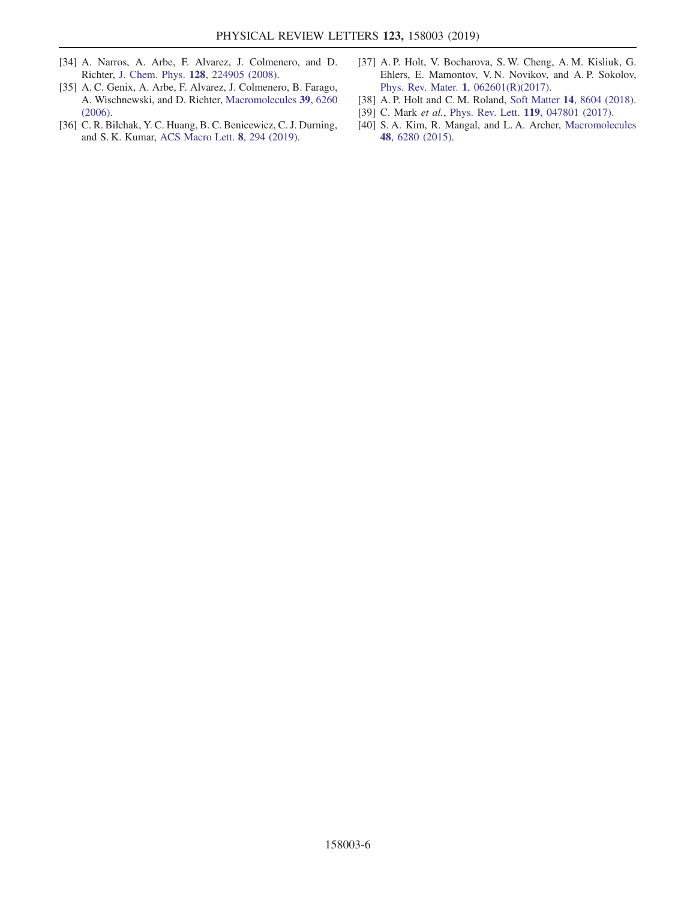[34] A. Narros, A. Arbe, F. Alvarez, J. Colmenero, and D. Richter, J. Chem. Phys. **128**, 224905 (2008).

[35] A. C. Genix, A. Arbe, F. Alvarez, J. Colmenero, B. Farago, A. Wischnewski, and D. Richter, Macromolecules **39**, 6260 (2006).

[36] C. R. Bilchak, Y. C. Huang, B. C. Benicewicz, C. J. Durning, and S. K. Kumar, ACS Macro Lett. **8**, 294 (2019).

[37] A. P. Holt, V. Bocharova, S. W. Cheng, A. M. Kisliuk, G. Ehlers, E. Mamontov, V. N. Novikov, and A. P. Sokolov, Phys. Rev. Mater. **1**, 062601(R)(2017).

[38] A. P. Holt and C. M. Roland, Soft Matter **14**, 8604 (2018).

[39] C. Mark *et al.*, Phys. Rev. Lett. **119**, 047801 (2017).

[40] S. A. Kim, R. Mangal, and L. A. Archer, Macromolecules **48**, 6280 (2015).